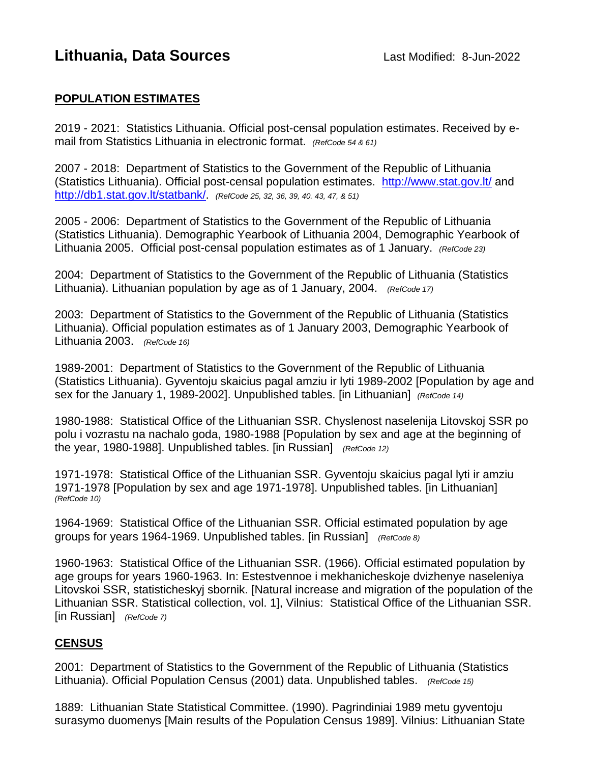# Lithuania, Data Sources

Last Modified: 8-Jun-2022

## POPULATION ESTIMATES

2019 - 2021: Statistics Lithuania. Official post-censal population estimates. Received by e-mail from Statistics Lithuania in electronic format. *(RefCode 54 & 61)*

2007 - 2018: Department of Statistics to the Government of the Republic of Lithuania (Statistics Lithuania). Official post-censal population estimates. http://www.stat.gov.lt/ and http://db1.stat.gov.lt/statbank/. *(RefCode 25, 32, 36, 39, 40. 43, 47, & 51)*

2005 - 2006: Department of Statistics to the Government of the Republic of Lithuania (Statistics Lithuania). Demographic Yearbook of Lithuania 2004, Demographic Yearbook of Lithuania 2005. Official post-censal population estimates as of 1 January. *(RefCode 23)*

2004: Department of Statistics to the Government of the Republic of Lithuania (Statistics Lithuania). Lithuanian population by age as of 1 January, 2004. *(RefCode 17)*

2003: Department of Statistics to the Government of the Republic of Lithuania (Statistics Lithuania). Official population estimates as of 1 January 2003, Demographic Yearbook of Lithuania 2003. *(RefCode 16)*

1989-2001: Department of Statistics to the Government of the Republic of Lithuania (Statistics Lithuania). Gyventoju skaicius pagal amziu ir lyti 1989-2002 [Population by age and sex for the January 1, 1989-2002]. Unpublished tables. [in Lithuanian] *(RefCode 14)*

1980-1988: Statistical Office of the Lithuanian SSR. Chyslenost naselenija Litovskoj SSR po polu i vozrastu na nachalo goda, 1980-1988 [Population by sex and age at the beginning of the year, 1980-1988]. Unpublished tables. [in Russian] *(RefCode 12)*

1971-1978: Statistical Office of the Lithuanian SSR. Gyventoju skaicius pagal lyti ir amziu 1971-1978 [Population by sex and age 1971-1978]. Unpublished tables. [in Lithuanian] *(RefCode 10)*

1964-1969: Statistical Office of the Lithuanian SSR. Official estimated population by age groups for years 1964-1969. Unpublished tables. [in Russian] *(RefCode 8)*

1960-1963: Statistical Office of the Lithuanian SSR. (1966). Official estimated population by age groups for years 1960-1963. In: Estestvennoe i mekhanicheskoje dvizhenye naseleniya Litovskoi SSR, statisticheskyj sbornik. [Natural increase and migration of the population of the Lithuanian SSR. Statistical collection, vol. 1], Vilnius: Statistical Office of the Lithuanian SSR. [in Russian] *(RefCode 7)*

## CENSUS

2001: Department of Statistics to the Government of the Republic of Lithuania (Statistics Lithuania). Official Population Census (2001) data. Unpublished tables. *(RefCode 15)*

1889: Lithuanian State Statistical Committee. (1990). Pagrindiniai 1989 metu gyventoju surasymo duomenys [Main results of the Population Census 1989]. Vilnius: Lithuanian State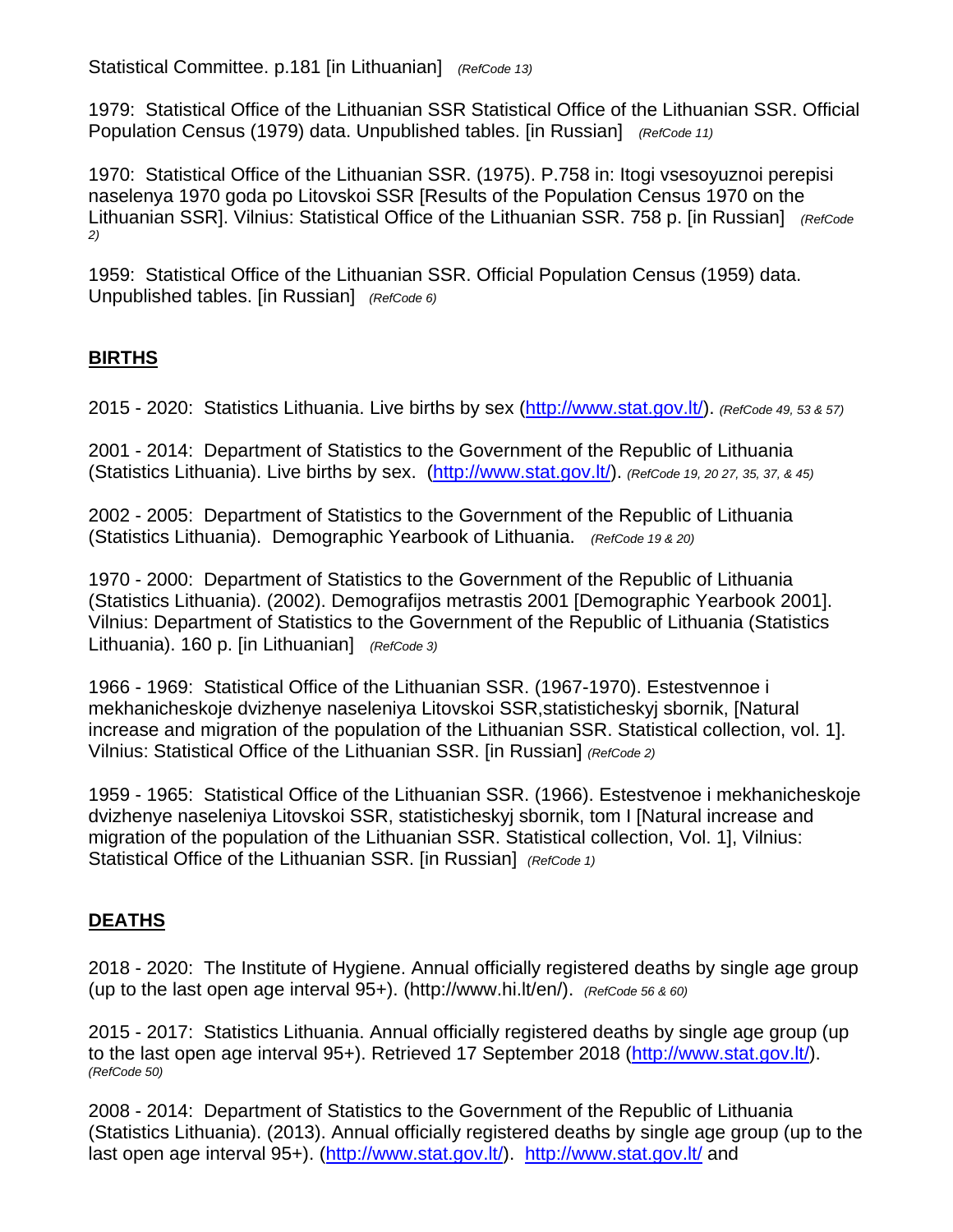Statistical Committee. p.181 [in Lithuanian] *(RefCode 13)*

1979: Statistical Office of the Lithuanian SSR Statistical Office of the Lithuanian SSR. Official Population Census (1979) data. Unpublished tables. [in Russian] *(RefCode 11)*

1970: Statistical Office of the Lithuanian SSR. (1975). P.758 in: Itogi vsesoyuznoi perepisi naselenya 1970 goda po Litovskoi SSR [Results of the Population Census 1970 on the Lithuanian SSR]. Vilnius: Statistical Office of the Lithuanian SSR. 758 p. [in Russian] *(RefCode 2)*

1959: Statistical Office of the Lithuanian SSR. Official Population Census (1959) data. Unpublished tables. [in Russian] *(RefCode 6)*

## **BIRTHS**

2015 - 2020: Statistics Lithuania. Live births by sex (http://www.stat.gov.lt/). *(RefCode 49, 53 & 57)*

2001 - 2014: Department of Statistics to the Government of the Republic of Lithuania (Statistics Lithuania). Live births by sex. (http://www.stat.gov.lt/). *(RefCode 19, 20 27, 35, 37, & 45)*

2002 - 2005: Department of Statistics to the Government of the Republic of Lithuania (Statistics Lithuania). Demographic Yearbook of Lithuania. *(RefCode 19 & 20)*

1970 - 2000: Department of Statistics to the Government of the Republic of Lithuania (Statistics Lithuania). (2002). Demografijos metrastis 2001 [Demographic Yearbook 2001]. Vilnius: Department of Statistics to the Government of the Republic of Lithuania (Statistics Lithuania). 160 p. [in Lithuanian] *(RefCode 3)*

1966 - 1969: Statistical Office of the Lithuanian SSR. (1967-1970). Estestvennoe i mekhanicheskoje dvizhenye naseleniya Litovskoi SSR,statisticheskyj sbornik, [Natural increase and migration of the population of the Lithuanian SSR. Statistical collection, vol. 1]. Vilnius: Statistical Office of the Lithuanian SSR. [in Russian] *(RefCode 2)*

1959 - 1965: Statistical Office of the Lithuanian SSR. (1966). Estestvenoe i mekhanicheskoje dvizhenye naseleniya Litovskoi SSR, statisticheskyj sbornik, tom I [Natural increase and migration of the population of the Lithuanian SSR. Statistical collection, Vol. 1], Vilnius: Statistical Office of the Lithuanian SSR. [in Russian] *(RefCode 1)*

## **DEATHS**

2018 - 2020: The Institute of Hygiene. Annual officially registered deaths by single age group (up to the last open age interval 95+). (http://www.hi.lt/en/). *(RefCode 56 & 60)*

2015 - 2017: Statistics Lithuania. Annual officially registered deaths by single age group (up to the last open age interval 95+). Retrieved 17 September 2018 (http://www.stat.gov.lt/). *(RefCode 50)*

2008 - 2014: Department of Statistics to the Government of the Republic of Lithuania (Statistics Lithuania). (2013). Annual officially registered deaths by single age group (up to the last open age interval 95+). (http://www.stat.gov.lt/). http://www.stat.gov.lt/ and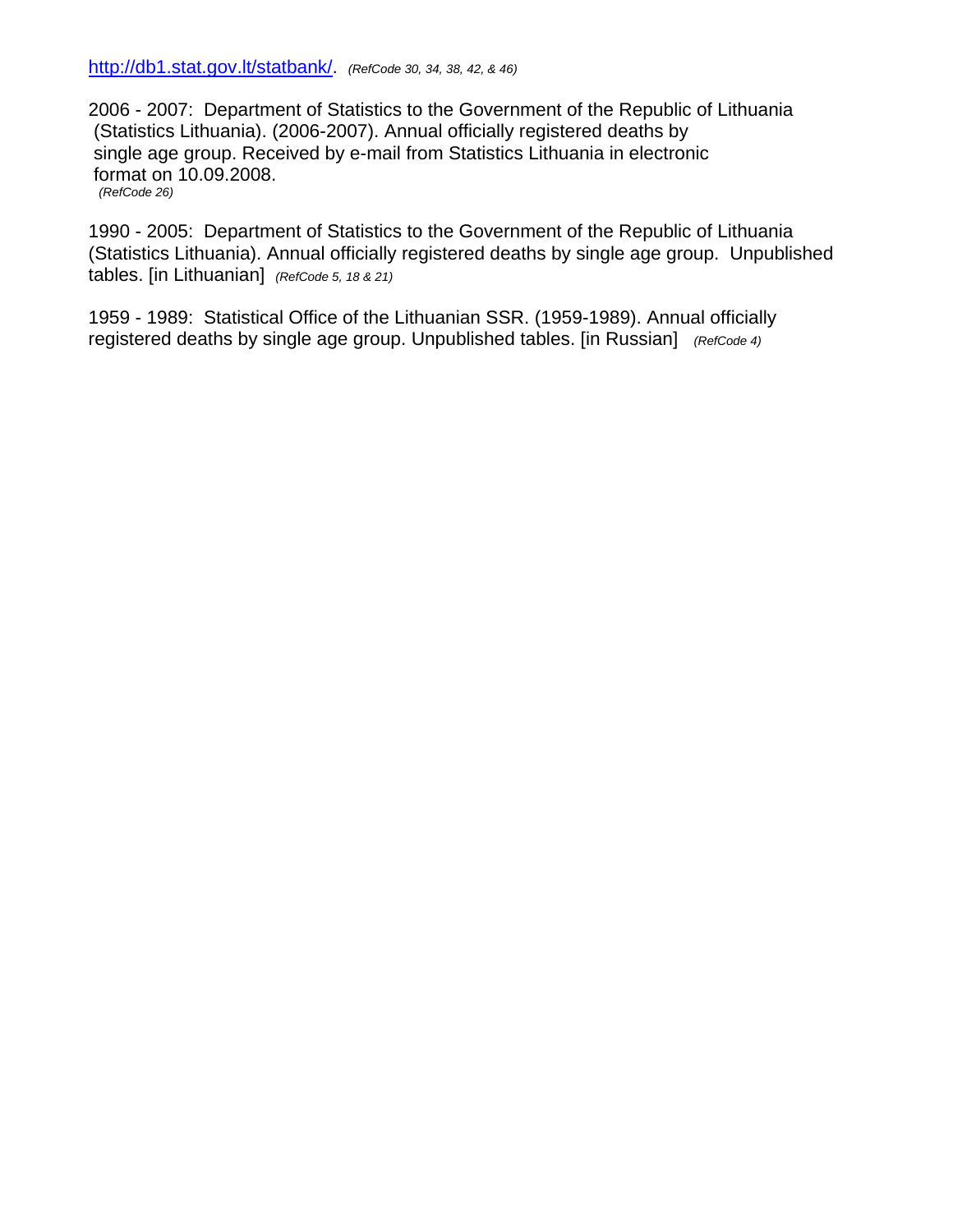http://db1.stat.gov.lt/statbank/. *(RefCode 30, 34, 38, 42, & 46)*

2006 - 2007: Department of Statistics to the Government of the Republic of Lithuania (Statistics Lithuania). (2006-2007). Annual officially registered deaths by single age group. Received by e-mail from Statistics Lithuania in electronic format on 10.09.2008.
*(RefCode 26)*

1990 - 2005: Department of Statistics to the Government of the Republic of Lithuania (Statistics Lithuania). Annual officially registered deaths by single age group. Unpublished tables. [in Lithuanian] *(RefCode 5, 18 & 21)*

1959 - 1989: Statistical Office of the Lithuanian SSR. (1959-1989). Annual officially registered deaths by single age group. Unpublished tables. [in Russian] *(RefCode 4)*